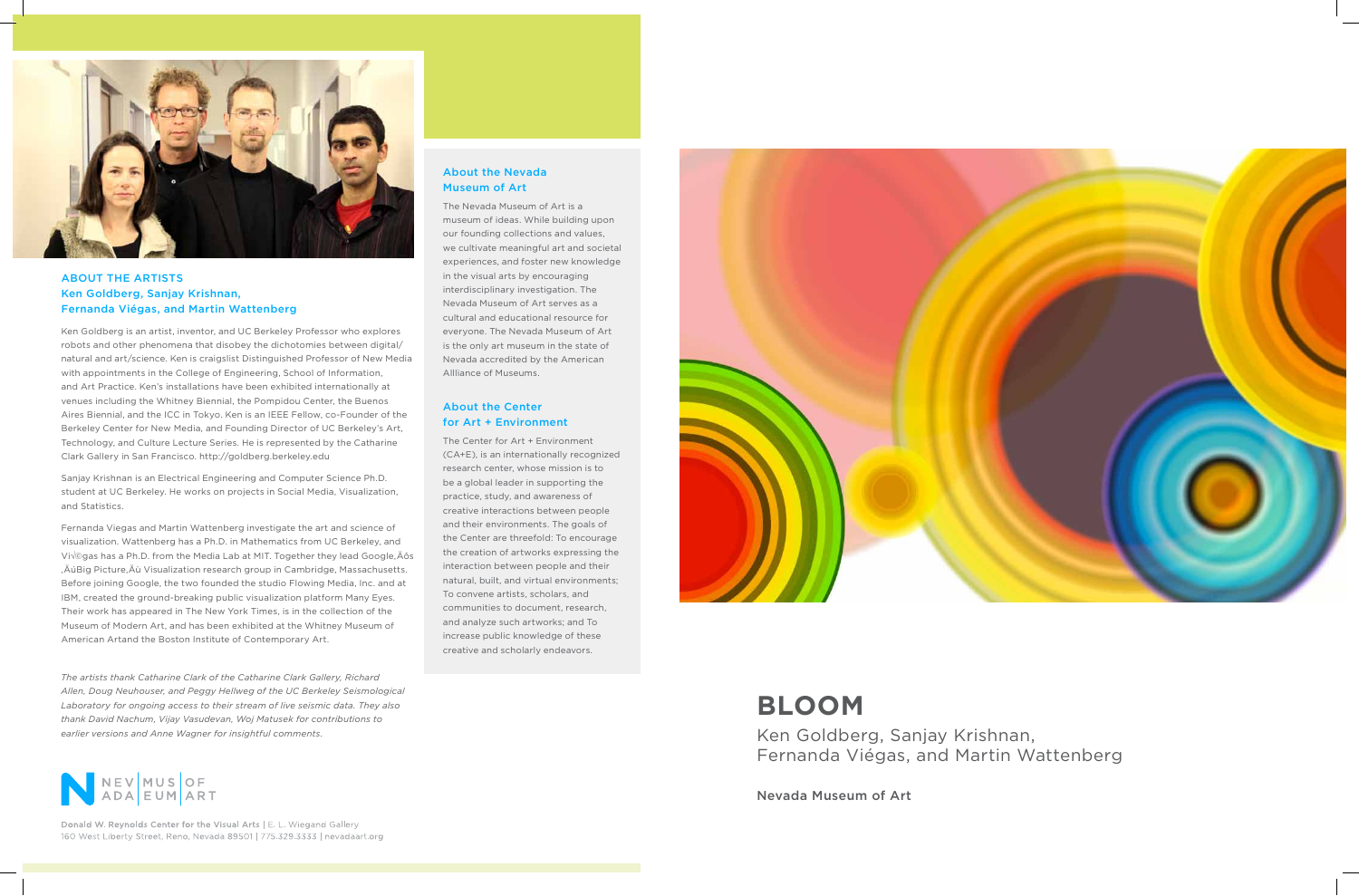## ABOUT THE ARTISTS
## Ken Goldberg, Sanjay Krishnan, Fernanda Viégas, and Martin Wattenberg

Ken Goldberg is an artist, inventor, and UC Berkeley Professor who explores robots and other phenomena that disobey the dichotomies between digital/natural and art/science. Ken is craigslist Distinguished Professor of New Media with appointments in the College of Engineering, School of Information, and Art Practice. Ken's installations have been exhibited internationally at venues including the Whitney Biennial, the Pompidou Center, the Buenos Aires Biennial, and the ICC in Tokyo. Ken is an IEEE Fellow, co-Founder of the Berkeley Center for New Media, and Founding Director of UC Berkeley's Art, Technology, and Culture Lecture Series. He is represented by the Catharine Clark Gallery in San Francisco. http://goldberg.berkeley.edu

Sanjay Krishnan is an Electrical Engineering and Computer Science Ph.D. student at UC Berkeley. He works on projects in Social Media, Visualization, and Statistics.

Fernanda Viegas and Martin Wattenberg investigate the art and science of visualization. Wattenberg has a Ph.D. in Mathematics from UC Berkeley, and Vi√©gas has a Ph.D. from the Media Lab at MIT. Together they lead Google‚Äôs ‚ÄúBig Picture‚Äù Visualization research group in Cambridge, Massachusetts. Before joining Google, the two founded the studio Flowing Media, Inc. and at IBM, created the ground-breaking public visualization platform Many Eyes. Their work has appeared in The New York Times, is in the collection of the Museum of Modern Art, and has been exhibited at the Whitney Museum of American Artand the Boston Institute of Contemporary Art.

*The artists thank Catharine Clark of the Catharine Clark Gallery, Richard Allen, Doug Neuhouser, and Peggy Hellweg of the UC Berkeley Seismological Laboratory for ongoing access to their stream of live seismic data. They also thank David Nachum, Vijay Vasudevan, Woj Matusek for contributions to earlier versions and Anne Wagner for insightful comments.*

NEVADA MUSEUM OF ART

**Donald W. Reynolds Center for the Visual Arts** | E. L. Wiegand Gallery
160 West Liberty Street, Reno, Nevada 89501 | 775.329.3333 | nevadaart.org

## About the Nevada Museum of Art

The Nevada Museum of Art is a museum of ideas. While building upon our founding collections and values, we cultivate meaningful art and societal experiences, and foster new knowledge in the visual arts by encouraging interdisciplinary investigation. The Nevada Museum of Art serves as a cultural and educational resource for everyone. The Nevada Museum of Art is the only art museum in the state of Nevada accredited by the American Allliance of Museums.

## About the Center for Art + Environment

The Center for Art + Environment (CA+E), is an internationally recognized research center, whose mission is to be a global leader in supporting the practice, study, and awareness of creative interactions between people and their environments. The goals of the Center are threefold: To encourage the creation of artworks expressing the interaction between people and their natural, built, and virtual environments; To convene artists, scholars, and communities to document, research, and analyze such artworks; and To increase public knowledge of these creative and scholarly endeavors.

# BLOOM

Ken Goldberg, Sanjay Krishnan,
Fernanda Viégas, and Martin Wattenberg

**Nevada Museum of Art**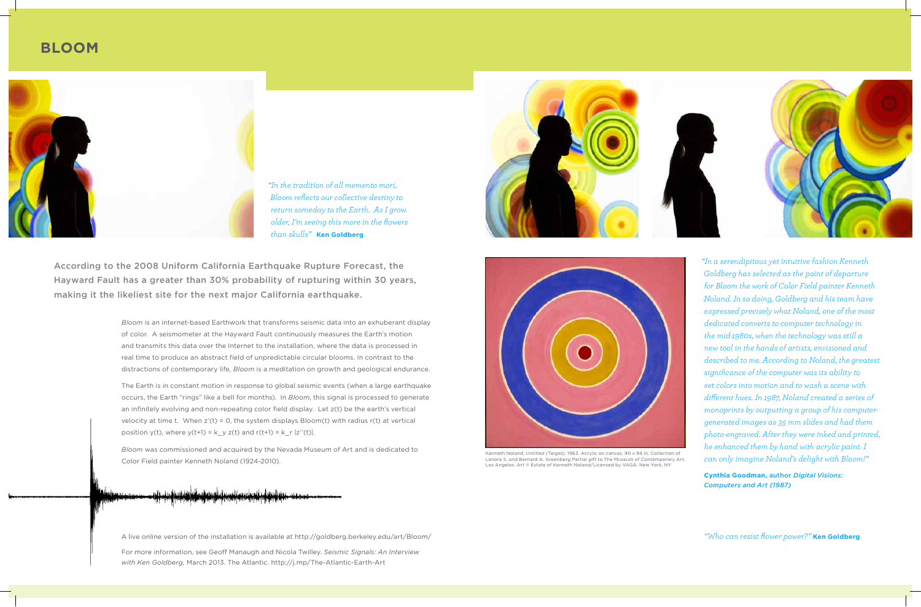# BLOOM

*"In the tradition of all memento mori, Bloom reflects our collective destiny to return someday to the Earth. As I grow older, I'm seeing this more in the flowers than skulls"* **Ken Goldberg**

According to the 2008 Uniform California Earthquake Rupture Forecast, the Hayward Fault has a greater than 30% probability of rupturing within 30 years, making it the likeliest site for the next major California earthquake.

*Bloom* is an internet-based Earthwork that transforms seismic data into an exuberant display of color. A seismometer at the Hayward Fault continuously measures the Earth's motion and transmits this data over the Internet to the installation, where the data is processed in real time to produce an abstract field of unpredictable circular blooms. In contrast to the distractions of contemporary life, *Bloom* is a meditation on growth and geological endurance.

The Earth is in constant motion in response to global seismic events (when a large earthquake occurs, the Earth "rings" like a bell for months). In *Bloom*, this signal is processed to generate an infinitely evolving and non-repeating color field display. Let $z(t)$ be the earth's vertical velocity at time t. When $z'(t) = 0$, the system displays Bloom(t) with radius $r(t)$ at vertical position $y(t)$, where $y(t+1) = k_y z(t)$ and $r(t+1) = k_r |z''(t)|$.

*Bloom* was commissioned and acquired by the Nevada Museum of Art and is dedicated to Color Field painter Kenneth Noland (1924-2010).

A live online version of the installation is available at http://goldberg.berkeley.edu/art/Bloom/

For more information, see Geoff Manaugh and Nicola Twilley. *Seismic Signals: An Interview with Ken Goldberg*, March 2013. The Atlantic. http://j.mp/The-Atlantic-Earth-Art

Kenneth Noland, *Untitled (Target)*, 1963. Acrylic on canvas, 90 x 94 in. Collection of Lenore S. and Bernard A. Greenberg Partial gift to The Museum of Contemporary Art, Los Angeles. Art © Estate of Kenneth Noland/Licensed by VAGA, New York, NY

*"In a serendipitous yet intuitive fashion Kenneth Goldberg has selected as the point of departure for Bloom the work of Color Field painter Kenneth Noland. In so doing, Goldberg and his team have expressed precisely what Noland, one of the most dedicated converts to computer technology in the mid-1980s, when the technology was still a new tool in the hands of artists, envisioned and described to me. According to Noland, the greatest significance of the computer was its ability to set colors into motion and to wash a scene with different hues. In 1987, Noland created a series of monoprints by outputting a group of his computer-generated images as 35 mm slides and had them photo-engraved. After they were inked and printed, he enhanced them by hand with acrylic paint. I can only imagine Noland's delight with Bloom!"*

**Cynthia Goodman,** author ***Digital Visions: Computers and Art (1987)***

*"Who can resist flower power?"* **Ken Goldberg**